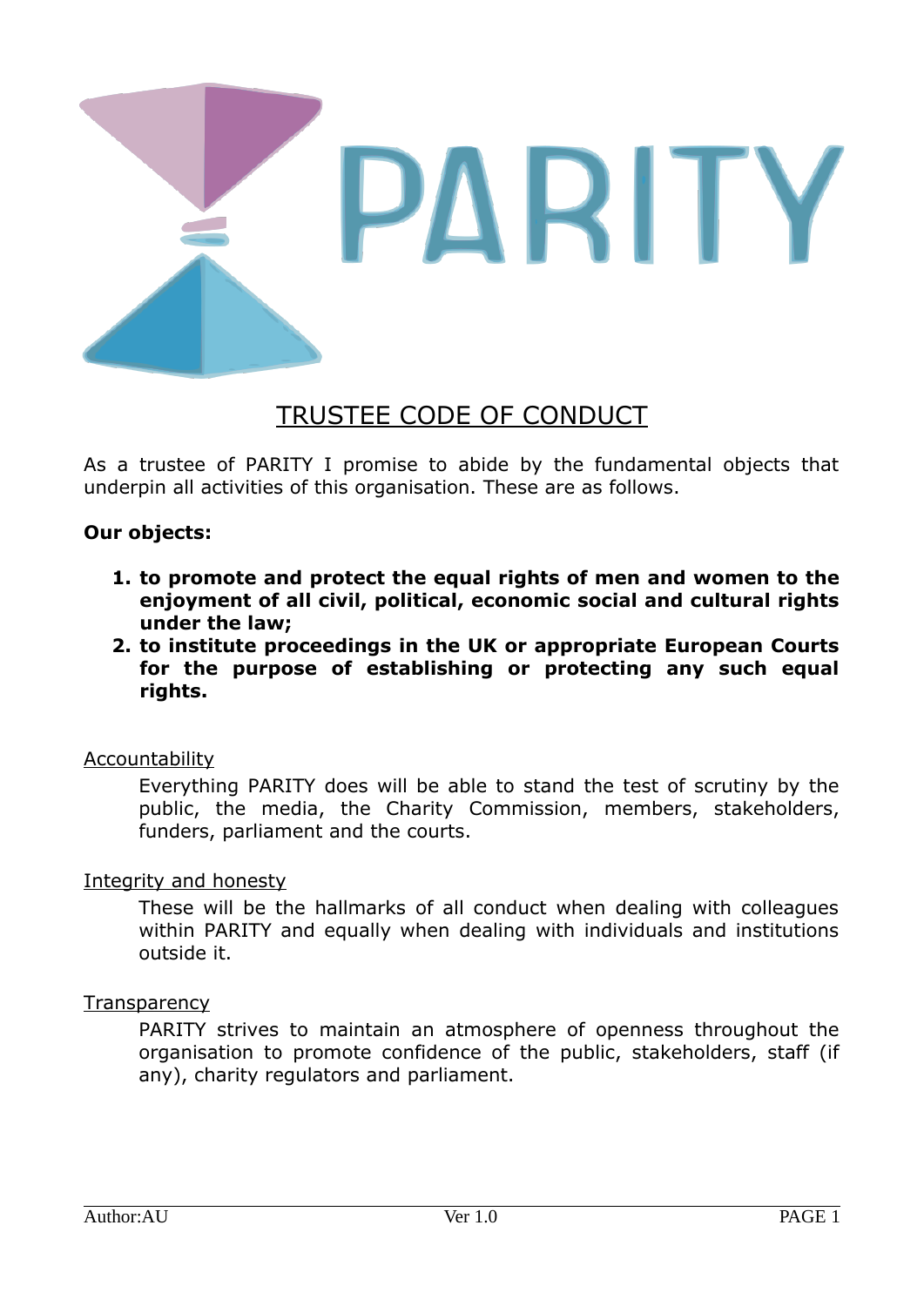# PARITY

## TRUSTEE CODE OF CONDUCT

As a trustee of PARITY I promise to abide by the fundamental objects that underpin all activities of this organisation. These are as follows.

**Our objects:**

1. **to promote and protect the equal rights of men and women to the enjoyment of all civil, political, economic social and cultural rights under the law;**
2. **to institute proceedings in the UK or appropriate European Courts for the purpose of establishing or protecting any such equal rights.**

Accountability

> Everything PARITY does will be able to stand the test of scrutiny by the public, the media, the Charity Commission, members, stakeholders, funders, parliament and the courts.

Integrity and honesty

> These will be the hallmarks of all conduct when dealing with colleagues within PARITY and equally when dealing with individuals and institutions outside it.

Transparency

> PARITY strives to maintain an atmosphere of openness throughout the organisation to promote confidence of the public, stakeholders, staff (if any), charity regulators and parliament.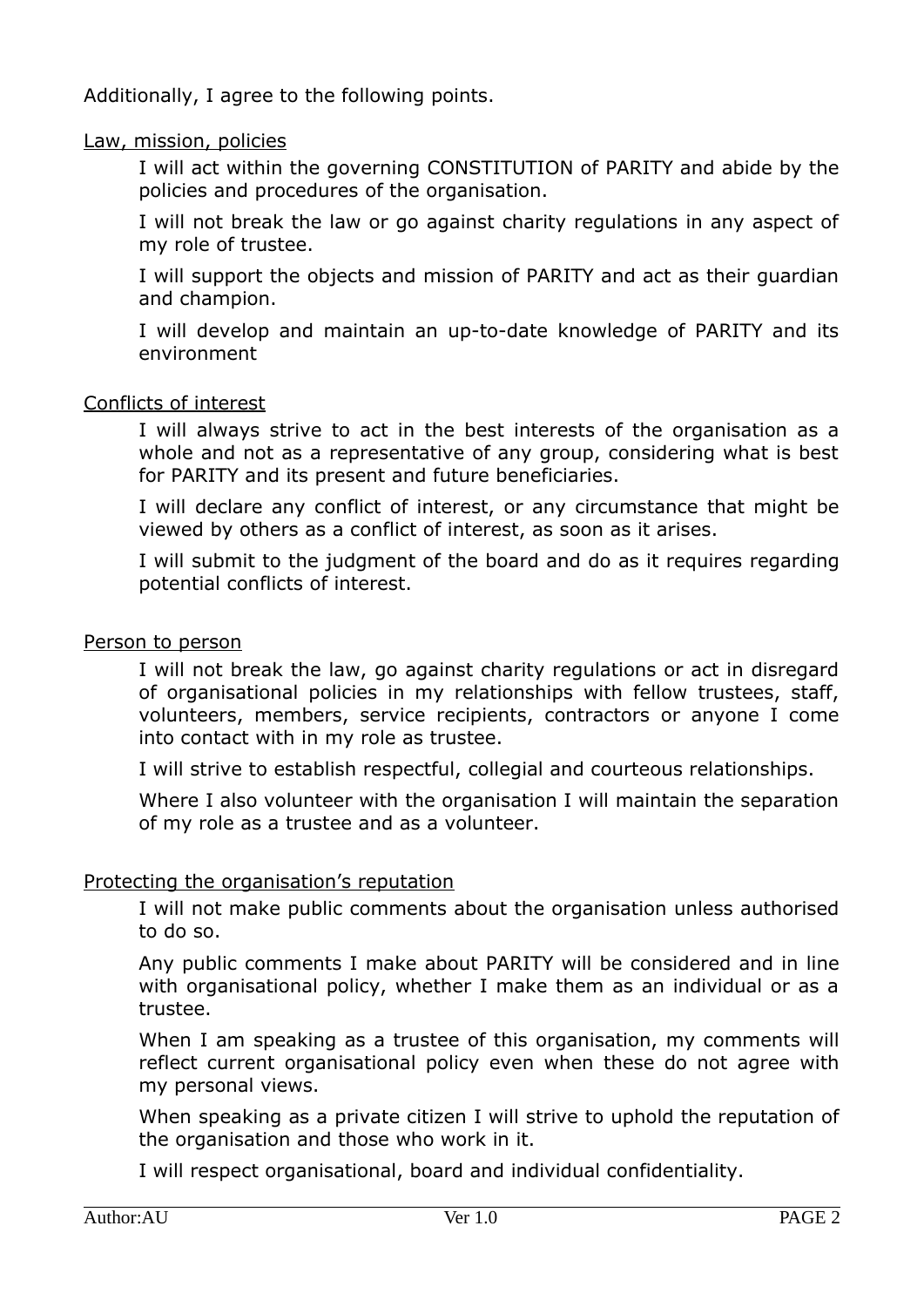Additionally, I agree to the following points.

<u>Law, mission, policies</u>

I will act within the governing CONSTITUTION of PARITY and abide by the policies and procedures of the organisation.

I will not break the law or go against charity regulations in any aspect of my role of trustee.

I will support the objects and mission of PARITY and act as their guardian and champion.

I will develop and maintain an up-to-date knowledge of PARITY and its environment

<u>Conflicts of interest</u>

I will always strive to act in the best interests of the organisation as a whole and not as a representative of any group, considering what is best for PARITY and its present and future beneficiaries.

I will declare any conflict of interest, or any circumstance that might be viewed by others as a conflict of interest, as soon as it arises.

I will submit to the judgment of the board and do as it requires regarding potential conflicts of interest.

<u>Person to person</u>

I will not break the law, go against charity regulations or act in disregard of organisational policies in my relationships with fellow trustees, staff, volunteers, members, service recipients, contractors or anyone I come into contact with in my role as trustee.

I will strive to establish respectful, collegial and courteous relationships.

Where I also volunteer with the organisation I will maintain the separation of my role as a trustee and as a volunteer.

<u>Protecting the organisation's reputation</u>

I will not make public comments about the organisation unless authorised to do so.

Any public comments I make about PARITY will be considered and in line with organisational policy, whether I make them as an individual or as a trustee.

When I am speaking as a trustee of this organisation, my comments will reflect current organisational policy even when these do not agree with my personal views.

When speaking as a private citizen I will strive to uphold the reputation of the organisation and those who work in it.

I will respect organisational, board and individual confidentiality.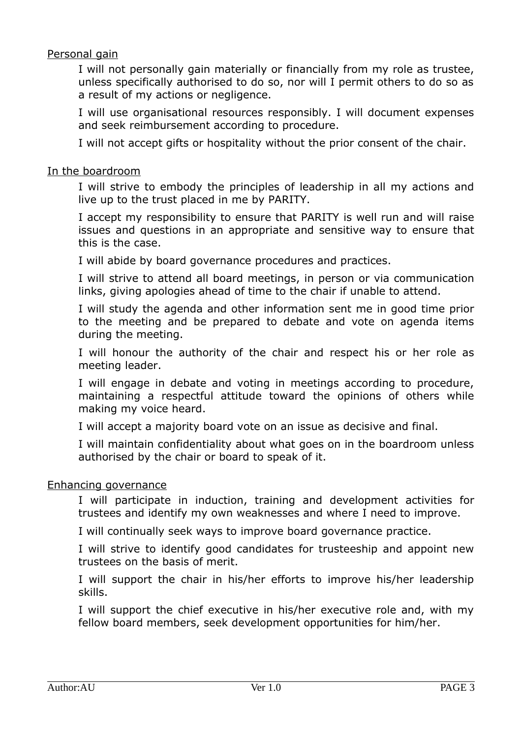## Personal gain

I will not personally gain materially or financially from my role as trustee, unless specifically authorised to do so, nor will I permit others to do so as a result of my actions or negligence.

I will use organisational resources responsibly. I will document expenses and seek reimbursement according to procedure.

I will not accept gifts or hospitality without the prior consent of the chair.

## In the boardroom

I will strive to embody the principles of leadership in all my actions and live up to the trust placed in me by PARITY.

I accept my responsibility to ensure that PARITY is well run and will raise issues and questions in an appropriate and sensitive way to ensure that this is the case.

I will abide by board governance procedures and practices.

I will strive to attend all board meetings, in person or via communication links, giving apologies ahead of time to the chair if unable to attend.

I will study the agenda and other information sent me in good time prior to the meeting and be prepared to debate and vote on agenda items during the meeting.

I will honour the authority of the chair and respect his or her role as meeting leader.

I will engage in debate and voting in meetings according to procedure, maintaining a respectful attitude toward the opinions of others while making my voice heard.

I will accept a majority board vote on an issue as decisive and final.

I will maintain confidentiality about what goes on in the boardroom unless authorised by the chair or board to speak of it.

## Enhancing governance

I will participate in induction, training and development activities for trustees and identify my own weaknesses and where I need to improve.

I will continually seek ways to improve board governance practice.

I will strive to identify good candidates for trusteeship and appoint new trustees on the basis of merit.

I will support the chair in his/her efforts to improve his/her leadership skills.

I will support the chief executive in his/her executive role and, with my fellow board members, seek development opportunities for him/her.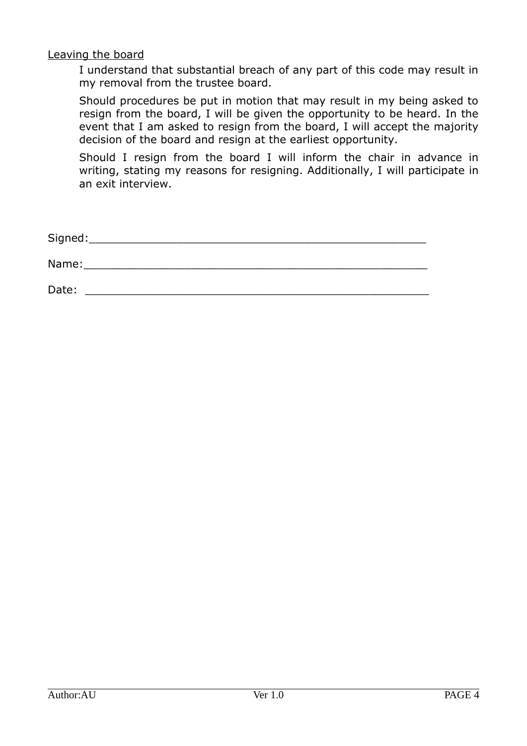Leaving the board

I understand that substantial breach of any part of this code may result in my removal from the trustee board.

Should procedures be put in motion that may result in my being asked to resign from the board, I will be given the opportunity to be heard. In the event that I am asked to resign from the board, I will accept the majority decision of the board and resign at the earliest opportunity.

Should I resign from the board I will inform the chair in advance in writing, stating my reasons for resigning. Additionally, I will participate in an exit interview.

Signed:_______________________________________________

Name:________________________________________________

Date: ________________________________________________